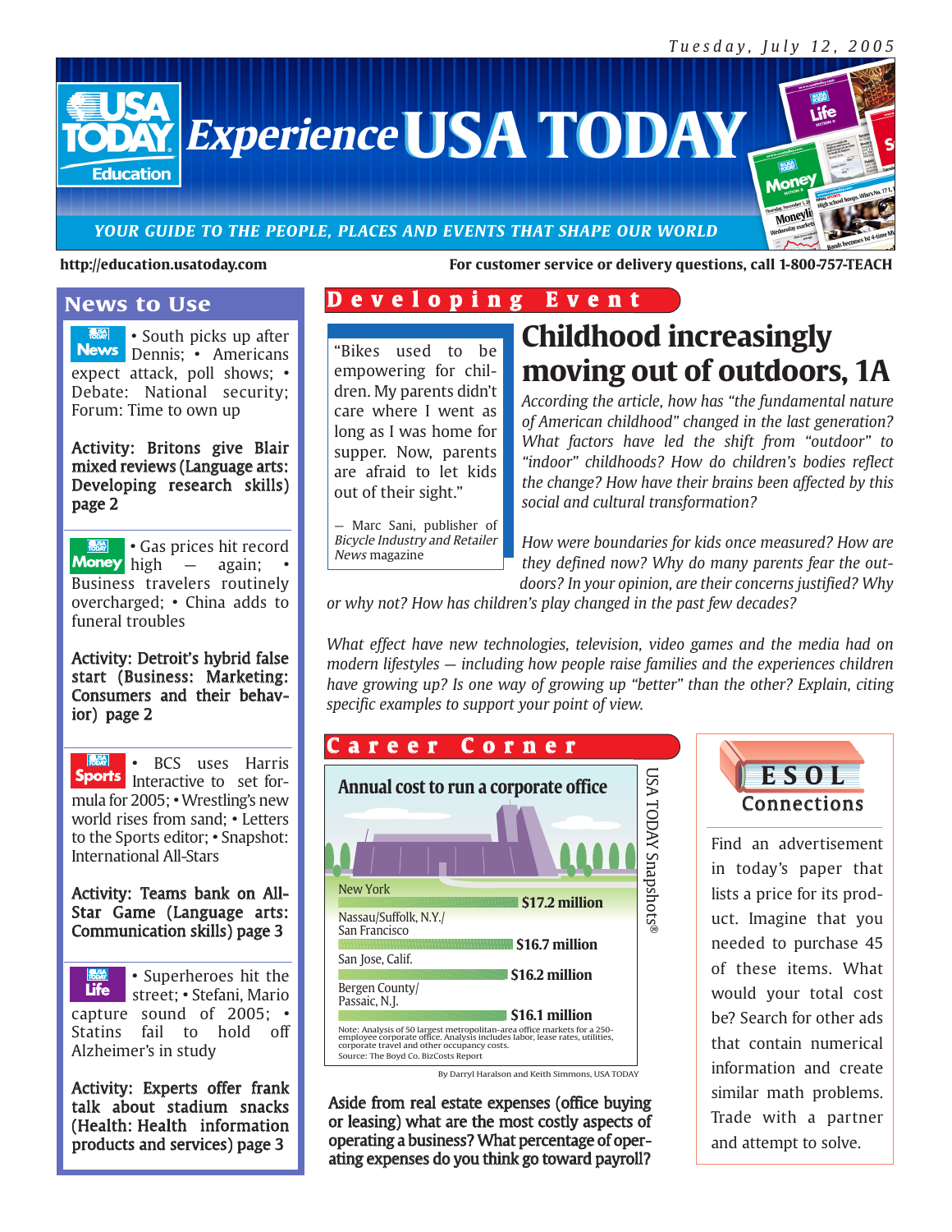Tuesday, July 12, 2005

# Experience USA TODAY

*YOUR GUIDE TO THE PEOPLE, PLACES AND EVENTS THAT SHAPE OUR WORLD*

**http://education.usatoday.com**

**For customer service or delivery questions, call 1-800-757-TEACH**

## News to Use

**News** • South picks up after Dennis; • Americans expect attack, poll shows; • Debate: National security; Forum: Time to own up

**Activity: Britons give Blair mixed reviews (Language arts: Developing research skills) page 2**

**Money** • Gas prices hit record high — again; • Business travelers routinely overcharged; • China adds to funeral troubles

**Activity: Detroit's hybrid false start (Business: Marketing: Consumers and their behavior) page 2**

**Sports** • BCS uses Harris Interactive to set formula for 2005; • Wrestling's new world rises from sand; • Letters to the Sports editor; • Snapshot: International All-Stars

**Activity: Teams bank on All-Star Game (Language arts: Communication skills) page 3**

**Life** • Superheroes hit the street; • Stefani, Mario capture sound of 2005; • Statins fail to hold off Alzheimer's in study

**Activity: Experts offer frank talk about stadium snacks (Health: Health information products and services) page 3**

## Developing Event

"Bikes used to be empowering for children. My parents didn't care where I went as long as I was home for supper. Now, parents are afraid to let kids out of their sight."

— Marc Sani, publisher of *Bicycle Industry and Retailer News* magazine

### Childhood increasingly moving out of outdoors, 1A

*According the article, how has "the fundamental nature of American childhood" changed in the last generation? What factors have led the shift from "outdoor" to "indoor" childhoods? How do children's bodies reflect the change? How have their brains been affected by this social and cultural transformation?*

*How were boundaries for kids once measured? How are they defined now? Why do many parents fear the outdoors? In your opinion, are their concerns justified? Why or why not? How has children's play changed in the past few decades?*

*What effect have new technologies, television, video games and the media had on modern lifestyles — including how people raise families and the experiences children have growing up? Is one way of growing up "better" than the other? Explain, citing specific examples to support your point of view.*

## Career Corner

**Annual cost to run a corporate office**

| Location | Cost |
|---|---|
| New York | $17.2 million |
| Nassau/Suffolk, N.Y./ San Francisco | $16.7 million |
| San Jose, Calif. | $16.2 million |
| Bergen County/ Passaic, N.J. | $16.1 million |

Note: Analysis of 50 largest metropolitan-area office markets for a 250-employee corporate office. Analysis includes labor, lease rates, utilities, corporate travel and other occupancy costs.
Source: The Boyd Co. BizCosts Report

By Darryl Haralson and Keith Simmons, USA TODAY

USA TODAY Snapshots®

**Aside from real estate expenses (office buying or leasing) what are the most costly aspects of operating a business? What percentage of operating expenses do you think go toward payroll?**

## ESOL Connections

Find an advertisement in today's paper that lists a price for its product. Imagine that you needed to purchase 45 of these items. What would your total cost be? Search for other ads that contain numerical information and create similar math problems. Trade with a partner and attempt to solve.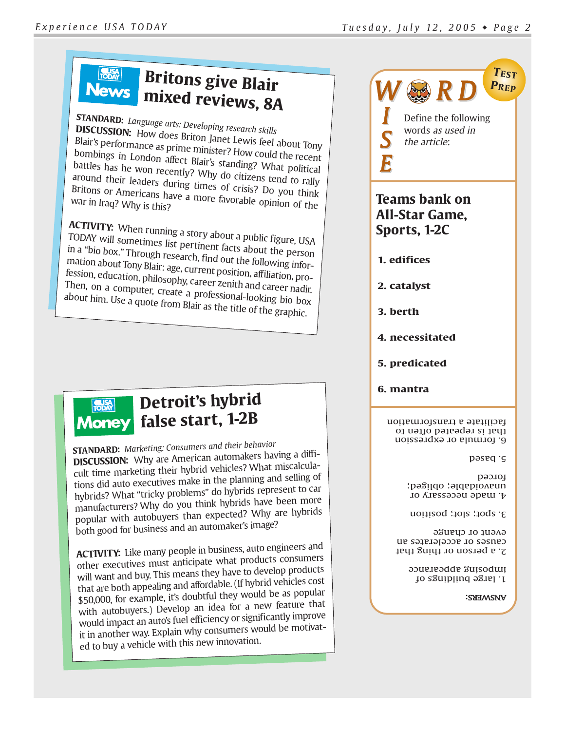## USA TODAY News — Britons give Blair mixed reviews, 8A

**STANDARD:** *Language arts: Developing research skills*

**DISCUSSION:** How does Briton Janet Lewis feel about Tony Blair's performance as prime minister? How could the recent bombings in London affect Blair's standing? What political battles has he won recently? Why do citizens tend to rally around their leaders during times of crisis? Do you think Britons or Americans have a more favorable opinion of the war in Iraq? Why is this?

**ACTIVITY:** When running a story about a public figure, USA TODAY will sometimes list pertinent facts about the person in a "bio box." Through research, find out the following information about Tony Blair: age, current position, affiliation, profession, education, philosophy, career zenith and career nadir. Then, on a computer, create a professional-looking bio box about him. Use a quote from Blair as the title of the graphic.

## USA TODAY Money — Detroit's hybrid false start, 1-2B

**STANDARD:** *Marketing: Consumers and their behavior*

**DISCUSSION:** Why are American automakers having a difficult time marketing their hybrid vehicles? What miscalculations did auto executives make in the planning and selling of hybrids? What "tricky problems" do hybrids represent to car manufacturers? Why do you think hybrids have been more popular with autobuyers than expected? Why are hybrids both good for business and an automaker's image?

**ACTIVITY:** Like many people in business, auto engineers and other executives must anticipate what products consumers will want and buy. This means they have to develop products that are both appealing and affordable. (If hybrid vehicles cost $50,000, for example, it's doubtful they would be as popular with autobuyers.) Develop an idea for a new feature that would impact an auto's fuel efficiency or significantly improve it in another way. Explain why consumers would be motivated to buy a vehicle with this new innovation.

## WORD WISE — Test Prep

Define the following words *as used in the article*:

### Teams bank on All-Star Game, Sports, 1-2C

1. **edifices**
2. **catalyst**
3. **berth**
4. **necessitated**
5. **predicated**
6. **mantra**

**ANSWERS:**

1. large buildings of imposing appearance
2. a person or thing that causes or accelerates an event or change
3. spot; slot; position
4. made necessary or unavoidable; obliged; forced
5. based
6. formula or expression that is repeated often to facilitate a transformation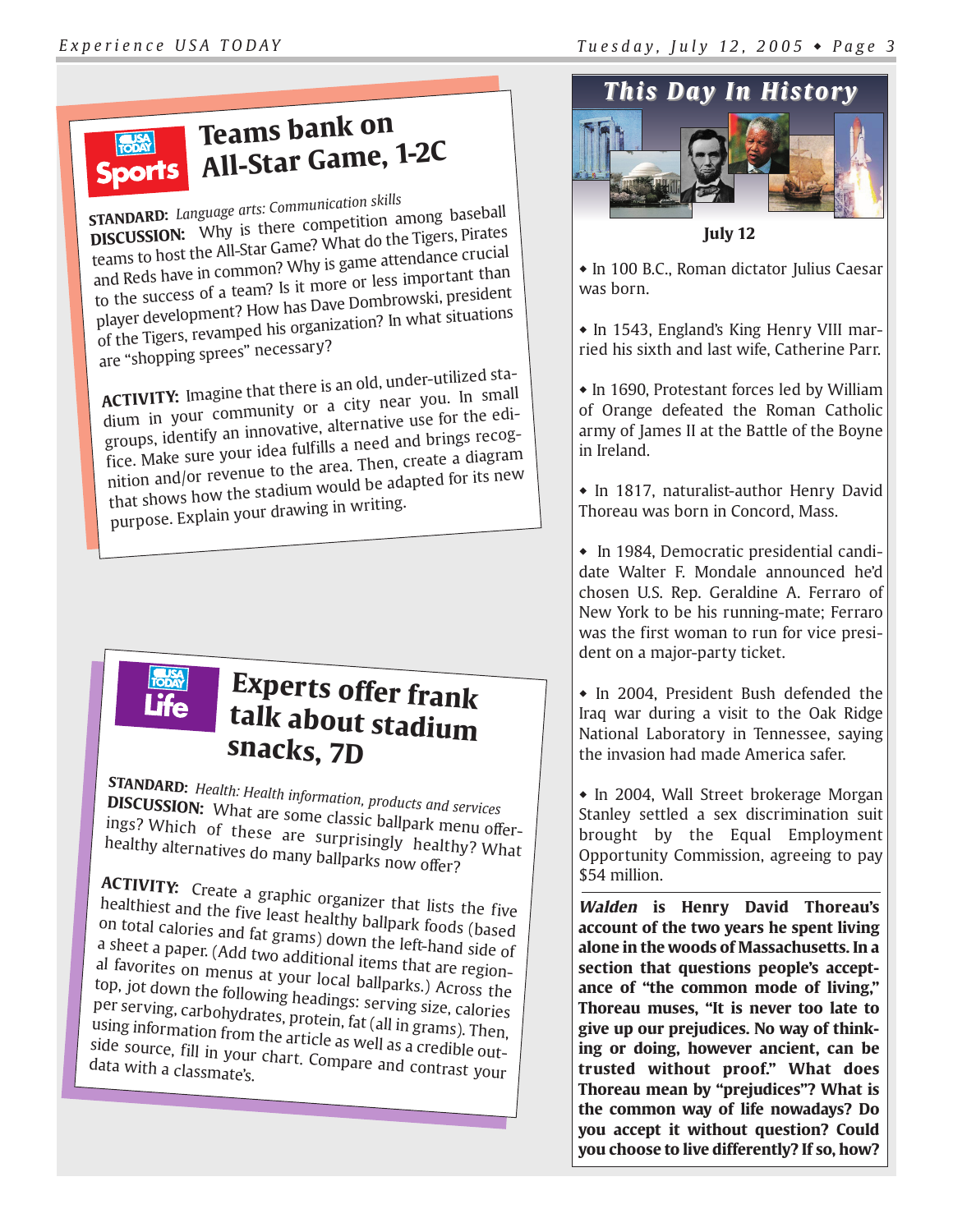## Teams bank on All-Star Game, 1-2C

**STANDARD:** *Language arts: Communication skills*

**DISCUSSION:** Why is there competition among baseball teams to host the All-Star Game? What do the Tigers, Pirates and Reds have in common? Why is game attendance crucial to the success of a team? Is it more or less important than player development? How has Dave Dombrowski, president of the Tigers, revamped his organization? In what situations are "shopping sprees" necessary?

**ACTIVITY:** Imagine that there is an old, under-utilized stadium in your community or a city near you. In small groups, identify an innovative, alternative use for the edifice. Make sure your idea fulfills a need and brings recognition and/or revenue to the area. Then, create a diagram that shows how the stadium would be adapted for its new purpose. Explain your drawing in writing.

## Experts offer frank talk about stadium snacks, 7D

**STANDARD:** *Health: Health information, products and services*

**DISCUSSION:** What are some classic ballpark menu offerings? Which of these are surprisingly healthy? What healthy alternatives do many ballparks now offer?

**ACTIVITY:** Create a graphic organizer that lists the five healthiest and the five least healthy ballpark foods (based on total calories and fat grams) down the left-hand side of a sheet a paper. (Add two additional items that are regional favorites on menus at your local ballparks.) Across the top, jot down the following headings: serving size, calories per serving, carbohydrates, protein, fat (all in grams). Then, using information from the article as well as a credible outside source, fill in your chart. Compare and contrast your data with a classmate's.

## This Day In History

**July 12**

- In 100 B.C., Roman dictator Julius Caesar was born.
- In 1543, England's King Henry VIII married his sixth and last wife, Catherine Parr.
- In 1690, Protestant forces led by William of Orange defeated the Roman Catholic army of James II at the Battle of the Boyne in Ireland.
- In 1817, naturalist-author Henry David Thoreau was born in Concord, Mass.
- In 1984, Democratic presidential candidate Walter F. Mondale announced he'd chosen U.S. Rep. Geraldine A. Ferraro of New York to be his running-mate; Ferraro was the first woman to run for vice president on a major-party ticket.
- In 2004, President Bush defended the Iraq war during a visit to the Oak Ridge National Laboratory in Tennessee, saying the invasion had made America safer.
- In 2004, Wall Street brokerage Morgan Stanley settled a sex discrimination suit brought by the Equal Employment Opportunity Commission, agreeing to pay $54 million.

***Walden*** **is Henry David Thoreau's account of the two years he spent living alone in the woods of Massachusetts. In a section that questions people's acceptance of "the common mode of living," Thoreau muses, "It is never too late to give up our prejudices. No way of thinking or doing, however ancient, can be trusted without proof." What does Thoreau mean by "prejudices"? What is the common way of life nowadays? Do you accept it without question? Could you choose to live differently? If so, how?**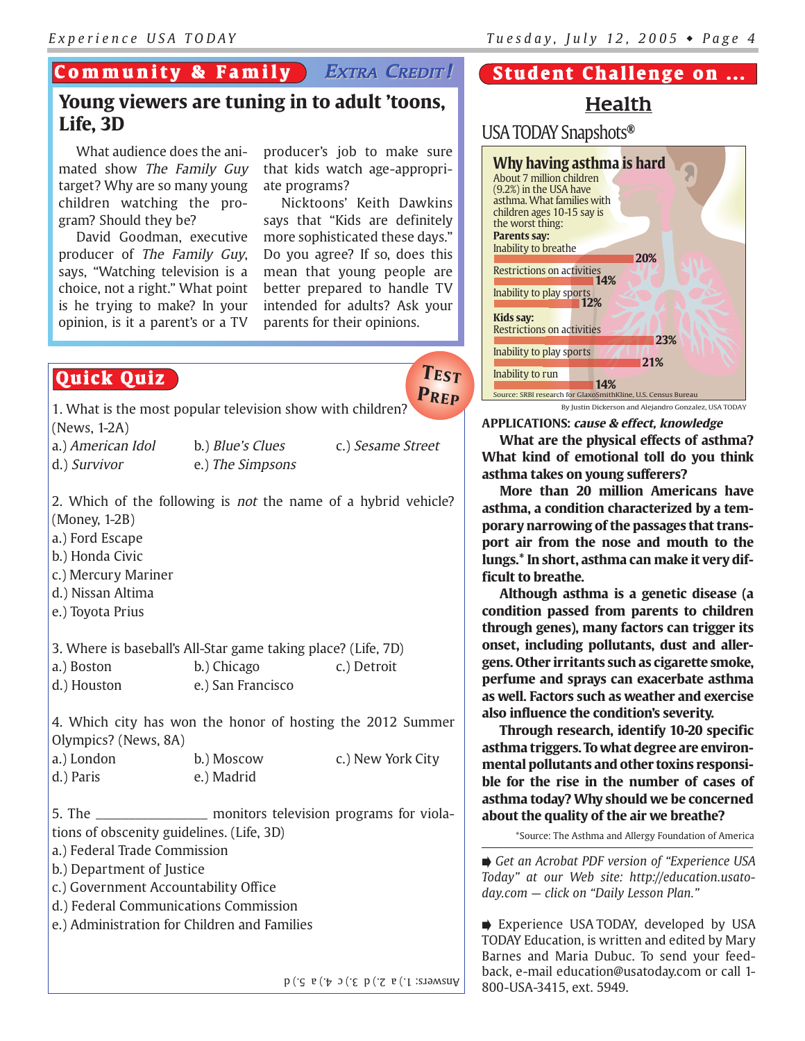## Community & Family — *Extra Credit!*

### Young viewers are tuning in to adult 'toons, Life, 3D

What audience does the animated show *The Family Guy* target? Why are so many young children watching the program? Should they be?

David Goodman, executive producer of *The Family Guy*, says, "Watching television is a choice, not a right." What point is he trying to make? In your opinion, is it a parent's or a TV producer's job to make sure that kids watch age-appropriate programs?

Nicktoons' Keith Dawkins says that "Kids are definitely more sophisticated these days." Do you agree? If so, does this mean that young people are better prepared to handle TV intended for adults? Ask your parents for their opinions.

## Quick Quiz — Test Prep

1. What is the most popular television show with children? (News, 1-2A)
   - a.) *American Idol*
   - b.) *Blue's Clues*
   - c.) *Sesame Street*
   - d.) *Survivor*
   - e.) *The Simpsons*

2. Which of the following is *not* the name of a hybrid vehicle? (Money, 1-2B)
   - a.) Ford Escape
   - b.) Honda Civic
   - c.) Mercury Mariner
   - d.) Nissan Altima
   - e.) Toyota Prius

3. Where is baseball's All-Star game taking place? (Life, 7D)
   - a.) Boston
   - b.) Chicago
   - c.) Detroit
   - d.) Houston
   - e.) San Francisco

4. Which city has won the honor of hosting the 2012 Summer Olympics? (News, 8A)
   - a.) London
   - b.) Moscow
   - c.) New York City
   - d.) Paris
   - e.) Madrid

5. The _______________ monitors television programs for violations of obscenity guidelines. (Life, 3D)
   - a.) Federal Trade Commission
   - b.) Department of Justice
   - c.) Government Accountability Office
   - d.) Federal Communications Commission
   - e.) Administration for Children and Families

Answers: 1.) a 2.) d 3.) c 4.) a 5.) d

## Student Challenge on ...

### Health

USA TODAY Snapshots®

**Why having asthma is hard**

About 7 million children (9.2%) in the USA have asthma. What families with children ages 10-15 say is the worst thing:

**Parents say:**
Inability to breathe 20%
Restrictions on activities 14%
Inability to play sports 12%

**Kids say:**
Restrictions on activities 23%
Inability to play sports 21%
Inability to run 14%

Source: SRBI research for GlaxoSmithKline, U.S. Census Bureau

By Justin Dickerson and Alejandro Gonzalez, USA TODAY

**APPLICATIONS:** ***cause & effect, knowledge***

**What are the physical effects of asthma? What kind of emotional toll do you think asthma takes on young sufferers?**

**More than 20 million Americans have asthma, a condition characterized by a temporary narrowing of the passages that transport air from the nose and mouth to the lungs.* In short, asthma can make it very difficult to breathe.**

**Although asthma is a genetic disease (a condition passed from parents to children through genes), many factors can trigger its onset, including pollutants, dust and allergens. Other irritants such as cigarette smoke, perfume and sprays can exacerbate asthma as well. Factors such as weather and exercise also influence the condition's severity.**

**Through research, identify 10-20 specific asthma triggers. To what degree are environmental pollutants and other toxins responsible for the rise in the number of cases of asthma today? Why should we be concerned about the quality of the air we breathe?**

*Source: The Asthma and Allergy Foundation of America

➡ *Get an Acrobat PDF version of "Experience USA Today" at our Web site: http://education.usatoday.com — click on "Daily Lesson Plan."*

➡ Experience USA TODAY, developed by USA TODAY Education, is written and edited by Mary Barnes and Maria Dubuc. To send your feedback, e-mail education@usatoday.com or call 1-800-USA-3415, ext. 5949.